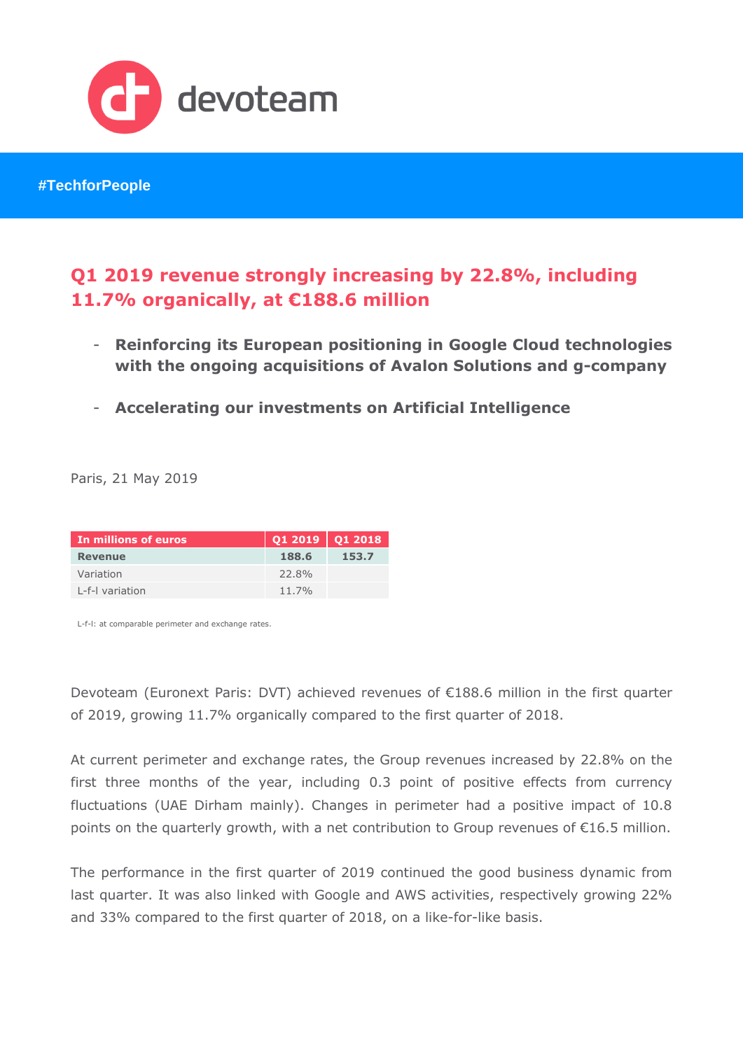devoteam

#TechforPeople

# Q1 2019 revenue strongly increasing by 22.8%, including 11.7% organically, at €188.6 million

- **Reinforcing its European positioning in Google Cloud technologies with the ongoing acquisitions of Avalon Solutions and g-company**
- **Accelerating our investments on Artificial Intelligence**

Paris, 21 May 2019

| In millions of euros | Q1 2019 | Q1 2018 |
|---|---|---|
| **Revenue** | **188.6** | **153.7** |
| Variation | 22.8% | |
| L-f-l variation | 11.7% | |

L-f-l: at comparable perimeter and exchange rates.

Devoteam (Euronext Paris: DVT) achieved revenues of €188.6 million in the first quarter of 2019, growing 11.7% organically compared to the first quarter of 2018.

At current perimeter and exchange rates, the Group revenues increased by 22.8% on the first three months of the year, including 0.3 point of positive effects from currency fluctuations (UAE Dirham mainly). Changes in perimeter had a positive impact of 10.8 points on the quarterly growth, with a net contribution to Group revenues of €16.5 million.

The performance in the first quarter of 2019 continued the good business dynamic from last quarter. It was also linked with Google and AWS activities, respectively growing 22% and 33% compared to the first quarter of 2018, on a like-for-like basis.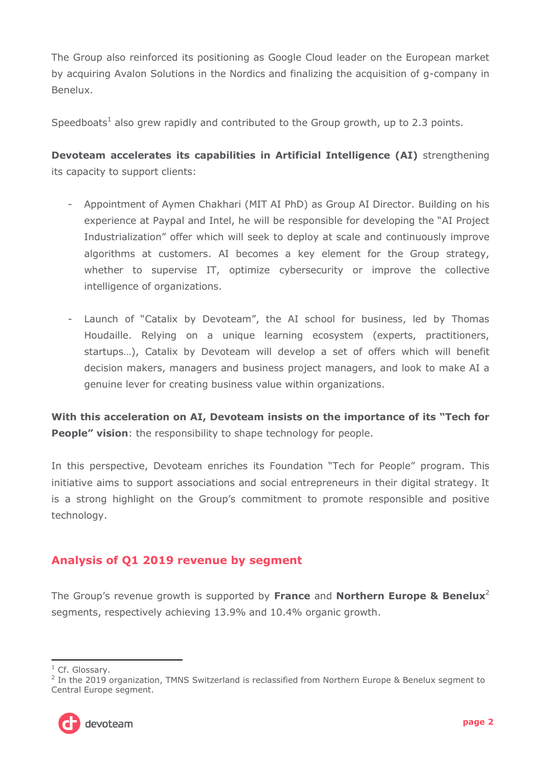The Group also reinforced its positioning as Google Cloud leader on the European market by acquiring Avalon Solutions in the Nordics and finalizing the acquisition of g-company in Benelux.

Speedboats[1] also grew rapidly and contributed to the Group growth, up to 2.3 points.

**Devoteam accelerates its capabilities in Artificial Intelligence (AI)** strengthening its capacity to support clients:

- Appointment of Aymen Chakhari (MIT AI PhD) as Group AI Director. Building on his experience at Paypal and Intel, he will be responsible for developing the "AI Project Industrialization" offer which will seek to deploy at scale and continuously improve algorithms at customers. AI becomes a key element for the Group strategy, whether to supervise IT, optimize cybersecurity or improve the collective intelligence of organizations.

- Launch of "Catalix by Devoteam", the AI school for business, led by Thomas Houdaille. Relying on a unique learning ecosystem (experts, practitioners, startups…), Catalix by Devoteam will develop a set of offers which will benefit decision makers, managers and business project managers, and look to make AI a genuine lever for creating business value within organizations.

**With this acceleration on AI, Devoteam insists on the importance of its "Tech for People" vision**: the responsibility to shape technology for people.

In this perspective, Devoteam enriches its Foundation "Tech for People" program. This initiative aims to support associations and social entrepreneurs in their digital strategy. It is a strong highlight on the Group's commitment to promote responsible and positive technology.

## Analysis of Q1 2019 revenue by segment

The Group's revenue growth is supported by **France** and **Northern Europe & Benelux**[2] segments, respectively achieving 13.9% and 10.4% organic growth.

[1] Cf. Glossary.

[2] In the 2019 organization, TMNS Switzerland is reclassified from Northern Europe & Benelux segment to Central Europe segment.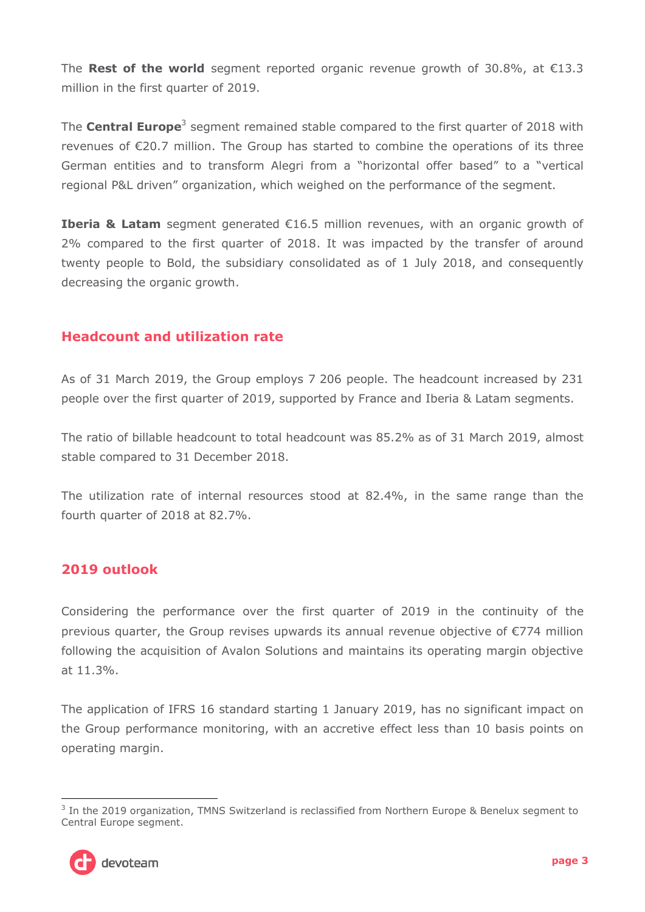The **Rest of the world** segment reported organic revenue growth of 30.8%, at €13.3 million in the first quarter of 2019.

The **Central Europe**[3] segment remained stable compared to the first quarter of 2018 with revenues of €20.7 million. The Group has started to combine the operations of its three German entities and to transform Alegri from a "horizontal offer based" to a "vertical regional P&L driven" organization, which weighed on the performance of the segment.

**Iberia & Latam** segment generated €16.5 million revenues, with an organic growth of 2% compared to the first quarter of 2018. It was impacted by the transfer of around twenty people to Bold, the subsidiary consolidated as of 1 July 2018, and consequently decreasing the organic growth.

## Headcount and utilization rate

As of 31 March 2019, the Group employs 7 206 people. The headcount increased by 231 people over the first quarter of 2019, supported by France and Iberia & Latam segments.

The ratio of billable headcount to total headcount was 85.2% as of 31 March 2019, almost stable compared to 31 December 2018.

The utilization rate of internal resources stood at 82.4%, in the same range than the fourth quarter of 2018 at 82.7%.

## 2019 outlook

Considering the performance over the first quarter of 2019 in the continuity of the previous quarter, the Group revises upwards its annual revenue objective of €774 million following the acquisition of Avalon Solutions and maintains its operating margin objective at 11.3%.

The application of IFRS 16 standard starting 1 January 2019, has no significant impact on the Group performance monitoring, with an accretive effect less than 10 basis points on operating margin.

[3] In the 2019 organization, TMNS Switzerland is reclassified from Northern Europe & Benelux segment to Central Europe segment.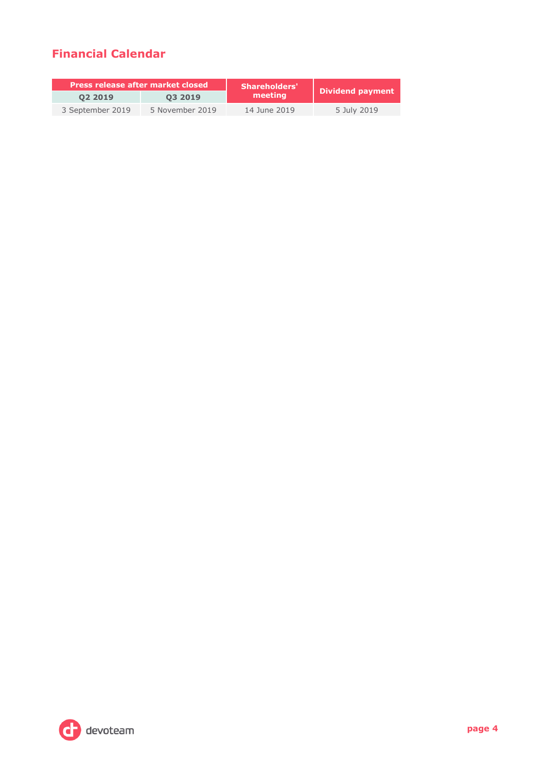## Financial Calendar

| Press release after market closed | | Shareholders' meeting | Dividend payment |
|---|---|---|---|
| Q2 2019 | Q3 2019 | | |
| 3 September 2019 | 5 November 2019 | 14 June 2019 | 5 July 2019 |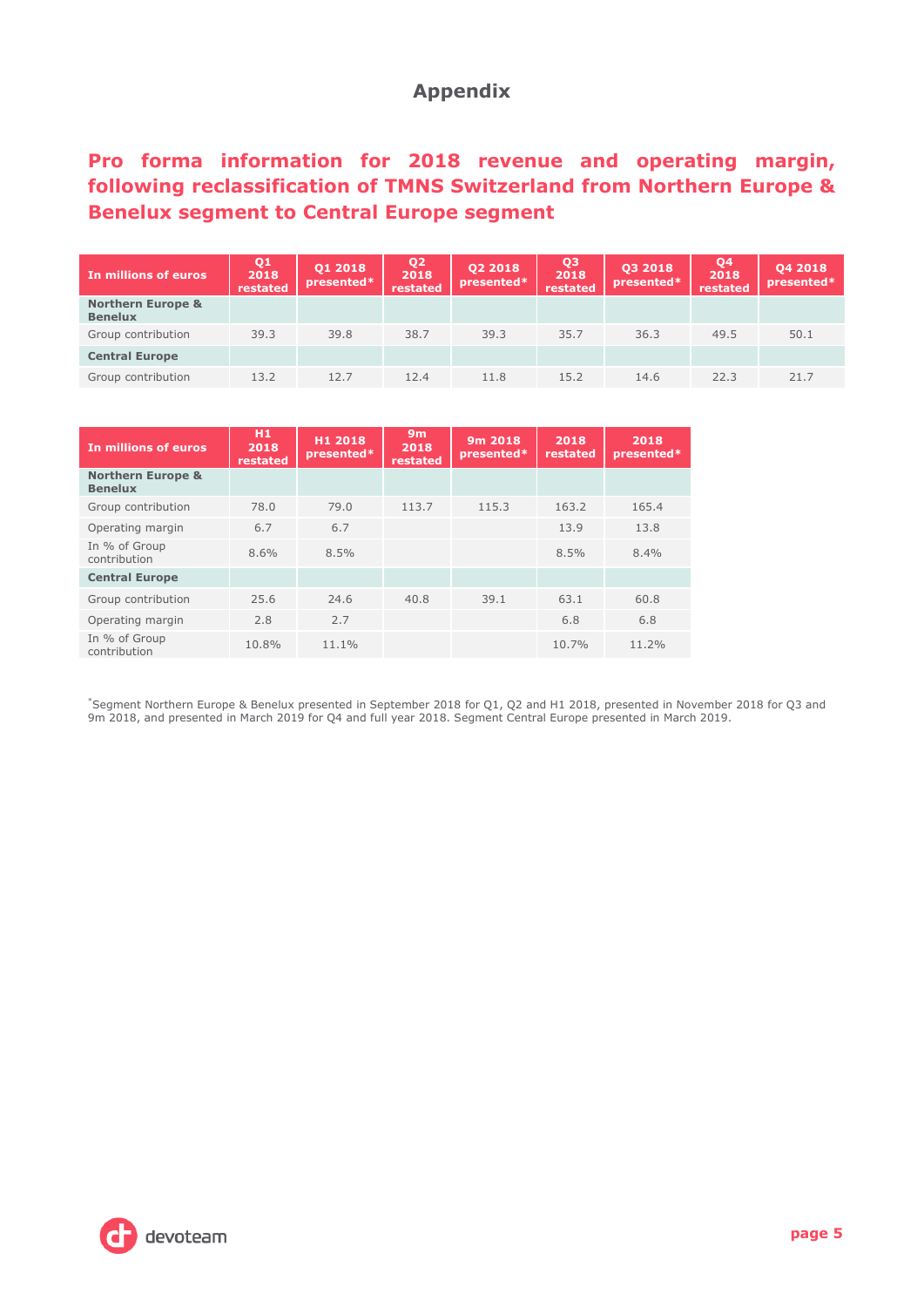# Appendix

## Pro forma information for 2018 revenue and operating margin, following reclassification of TMNS Switzerland from Northern Europe & Benelux segment to Central Europe segment

| In millions of euros | Q1 2018 restated | Q1 2018 presented* | Q2 2018 restated | Q2 2018 presented* | Q3 2018 restated | Q3 2018 presented* | Q4 2018 restated | Q4 2018 presented* |
|---|---|---|---|---|---|---|---|---|
| **Northern Europe & Benelux** | | | | | | | | |
| Group contribution | 39.3 | 39.8 | 38.7 | 39.3 | 35.7 | 36.3 | 49.5 | 50.1 |
| **Central Europe** | | | | | | | | |
| Group contribution | 13.2 | 12.7 | 12.4 | 11.8 | 15.2 | 14.6 | 22.3 | 21.7 |

| In millions of euros | H1 2018 restated | H1 2018 presented* | 9m 2018 restated | 9m 2018 presented* | 2018 restated | 2018 presented* |
|---|---|---|---|---|---|---|
| **Northern Europe & Benelux** | | | | | | |
| Group contribution | 78.0 | 79.0 | 113.7 | 115.3 | 163.2 | 165.4 |
| Operating margin | 6.7 | 6.7 | | | 13.9 | 13.8 |
| In % of Group contribution | 8.6% | 8.5% | | | 8.5% | 8.4% |
| **Central Europe** | | | | | | |
| Group contribution | 25.6 | 24.6 | 40.8 | 39.1 | 63.1 | 60.8 |
| Operating margin | 2.8 | 2.7 | | | 6.8 | 6.8 |
| In % of Group contribution | 10.8% | 11.1% | | | 10.7% | 11.2% |

*Segment Northern Europe & Benelux presented in September 2018 for Q1, Q2 and H1 2018, presented in November 2018 for Q3 and 9m 2018, and presented in March 2019 for Q4 and full year 2018. Segment Central Europe presented in March 2019.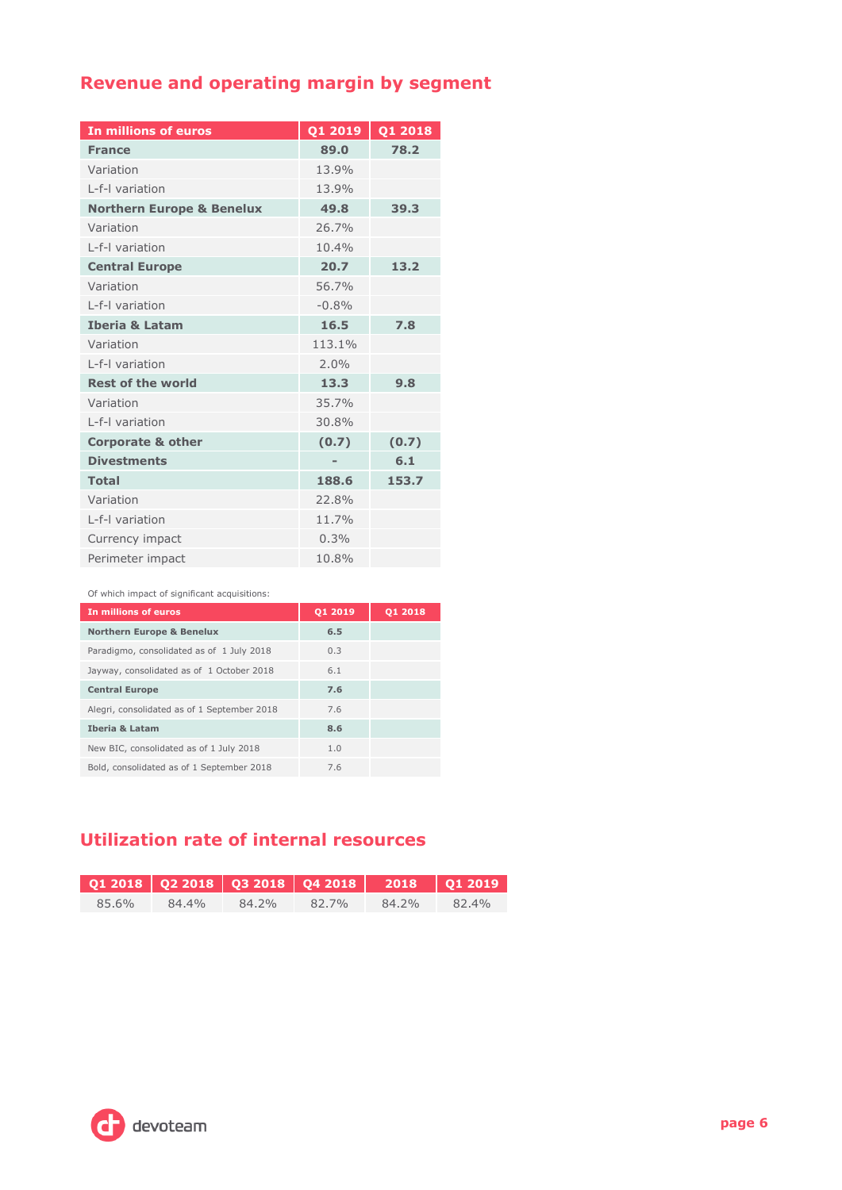## Revenue and operating margin by segment

| In millions of euros | Q1 2019 | Q1 2018 |
|---|---|---|
| **France** | **89.0** | **78.2** |
| Variation | 13.9% | |
| L-f-l variation | 13.9% | |
| **Northern Europe & Benelux** | **49.8** | **39.3** |
| Variation | 26.7% | |
| L-f-l variation | 10.4% | |
| **Central Europe** | **20.7** | **13.2** |
| Variation | 56.7% | |
| L-f-l variation | -0.8% | |
| **Iberia & Latam** | **16.5** | **7.8** |
| Variation | 113.1% | |
| L-f-l variation | 2.0% | |
| **Rest of the world** | **13.3** | **9.8** |
| Variation | 35.7% | |
| L-f-l variation | 30.8% | |
| **Corporate & other** | **(0.7)** | **(0.7)** |
| **Divestments** | **-** | **6.1** |
| **Total** | **188.6** | **153.7** |
| Variation | 22.8% | |
| L-f-l variation | 11.7% | |
| Currency impact | 0.3% | |
| Perimeter impact | 10.8% | |

Of which impact of significant acquisitions:

| In millions of euros | Q1 2019 | Q1 2018 |
|---|---|---|
| **Northern Europe & Benelux** | **6.5** | |
| Paradigmo, consolidated as of 1 July 2018 | 0.3 | |
| Jayway, consolidated as of 1 October 2018 | 6.1 | |
| **Central Europe** | **7.6** | |
| Alegri, consolidated as of 1 September 2018 | 7.6 | |
| **Iberia & Latam** | **8.6** | |
| New BIC, consolidated as of 1 July 2018 | 1.0 | |
| Bold, consolidated as of 1 September 2018 | 7.6 | |

## Utilization rate of internal resources

| Q1 2018 | Q2 2018 | Q3 2018 | Q4 2018 | 2018 | Q1 2019 |
|---|---|---|---|---|---|
| 85.6% | 84.4% | 84.2% | 82.7% | 84.2% | 82.4% |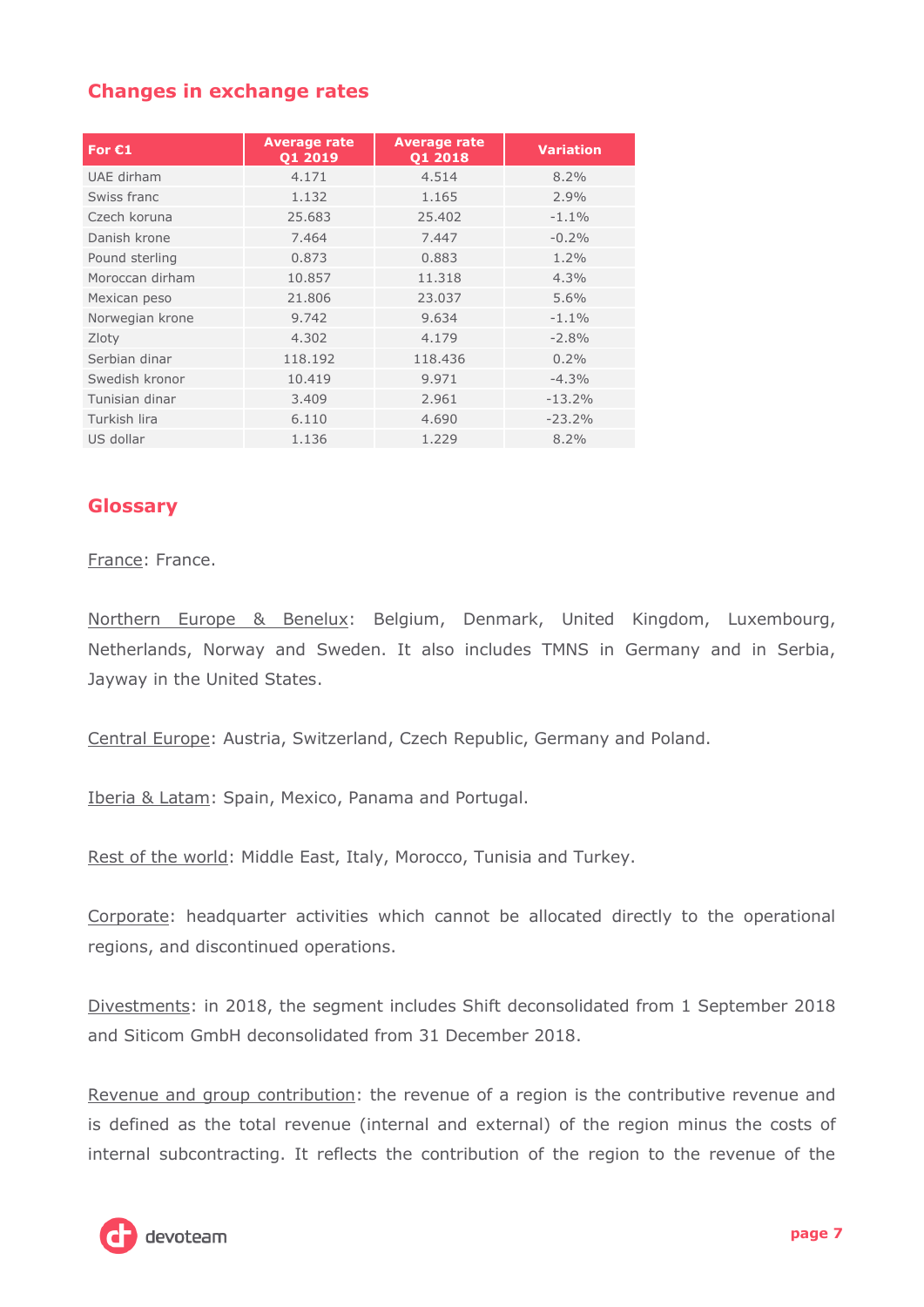## Changes in exchange rates

| For €1 | Average rate Q1 2019 | Average rate Q1 2018 | Variation |
|---|---|---|---|
| UAE dirham | 4.171 | 4.514 | 8.2% |
| Swiss franc | 1.132 | 1.165 | 2.9% |
| Czech koruna | 25.683 | 25.402 | -1.1% |
| Danish krone | 7.464 | 7.447 | -0.2% |
| Pound sterling | 0.873 | 0.883 | 1.2% |
| Moroccan dirham | 10.857 | 11.318 | 4.3% |
| Mexican peso | 21.806 | 23.037 | 5.6% |
| Norwegian krone | 9.742 | 9.634 | -1.1% |
| Zloty | 4.302 | 4.179 | -2.8% |
| Serbian dinar | 118.192 | 118.436 | 0.2% |
| Swedish kronor | 10.419 | 9.971 | -4.3% |
| Tunisian dinar | 3.409 | 2.961 | -13.2% |
| Turkish lira | 6.110 | 4.690 | -23.2% |
| US dollar | 1.136 | 1.229 | 8.2% |

## Glossary

France: France.

Northern Europe & Benelux: Belgium, Denmark, United Kingdom, Luxembourg, Netherlands, Norway and Sweden. It also includes TMNS in Germany and in Serbia, Jayway in the United States.

Central Europe: Austria, Switzerland, Czech Republic, Germany and Poland.

Iberia & Latam: Spain, Mexico, Panama and Portugal.

Rest of the world: Middle East, Italy, Morocco, Tunisia and Turkey.

Corporate: headquarter activities which cannot be allocated directly to the operational regions, and discontinued operations.

Divestments: in 2018, the segment includes Shift deconsolidated from 1 September 2018 and Siticom GmbH deconsolidated from 31 December 2018.

Revenue and group contribution: the revenue of a region is the contributive revenue and is defined as the total revenue (internal and external) of the region minus the costs of internal subcontracting. It reflects the contribution of the region to the revenue of the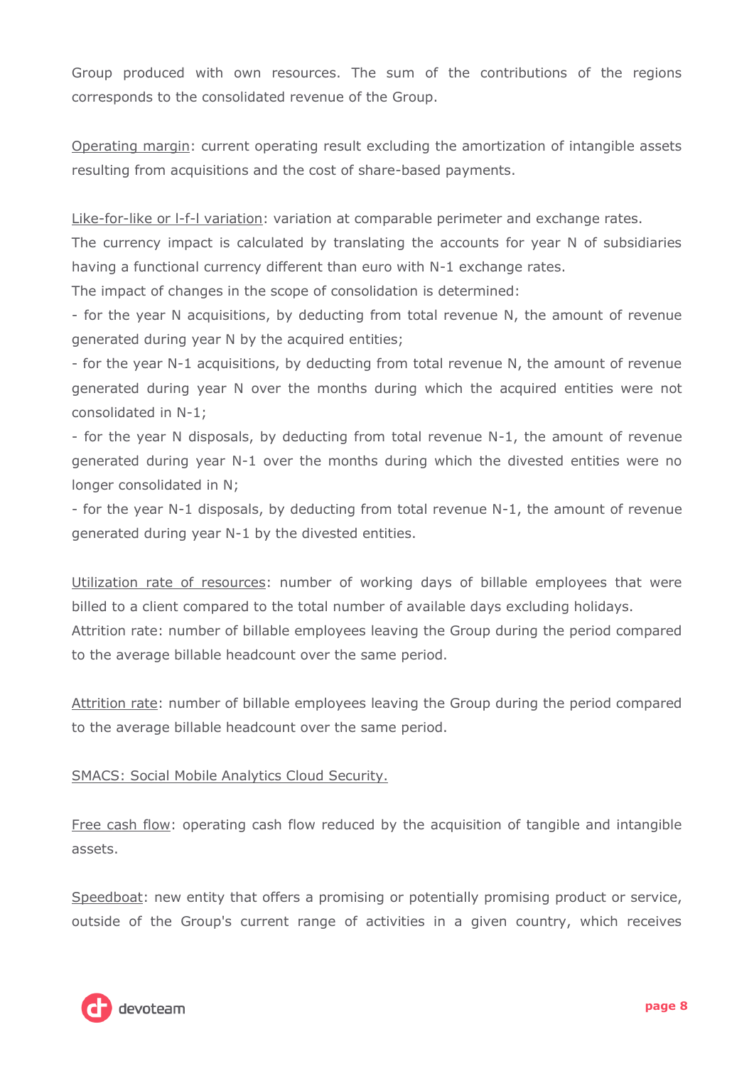Group produced with own resources. The sum of the contributions of the regions corresponds to the consolidated revenue of the Group.

Operating margin: current operating result excluding the amortization of intangible assets resulting from acquisitions and the cost of share-based payments.

Like-for-like or l-f-l variation: variation at comparable perimeter and exchange rates.
The currency impact is calculated by translating the accounts for year N of subsidiaries having a functional currency different than euro with N-1 exchange rates.
The impact of changes in the scope of consolidation is determined:
- for the year N acquisitions, by deducting from total revenue N, the amount of revenue generated during year N by the acquired entities;
- for the year N-1 acquisitions, by deducting from total revenue N, the amount of revenue generated during year N over the months during which the acquired entities were not consolidated in N-1;
- for the year N disposals, by deducting from total revenue N-1, the amount of revenue generated during year N-1 over the months during which the divested entities were no longer consolidated in N;
- for the year N-1 disposals, by deducting from total revenue N-1, the amount of revenue generated during year N-1 by the divested entities.

Utilization rate of resources: number of working days of billable employees that were billed to a client compared to the total number of available days excluding holidays.
Attrition rate: number of billable employees leaving the Group during the period compared to the average billable headcount over the same period.

Attrition rate: number of billable employees leaving the Group during the period compared to the average billable headcount over the same period.

SMACS: Social Mobile Analytics Cloud Security.

Free cash flow: operating cash flow reduced by the acquisition of tangible and intangible assets.

Speedboat: new entity that offers a promising or potentially promising product or service, outside of the Group's current range of activities in a given country, which receives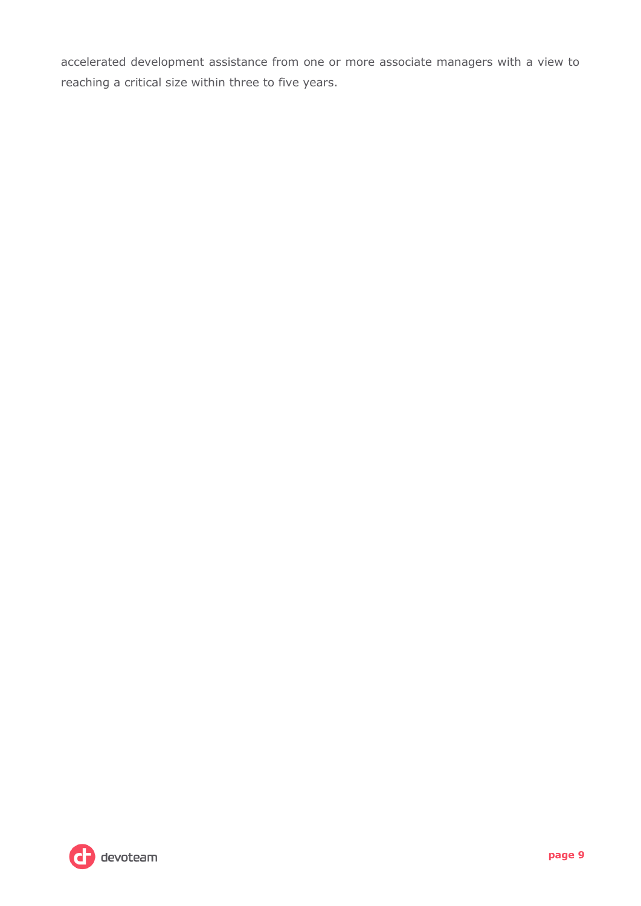accelerated development assistance from one or more associate managers with a view to reaching a critical size within three to five years.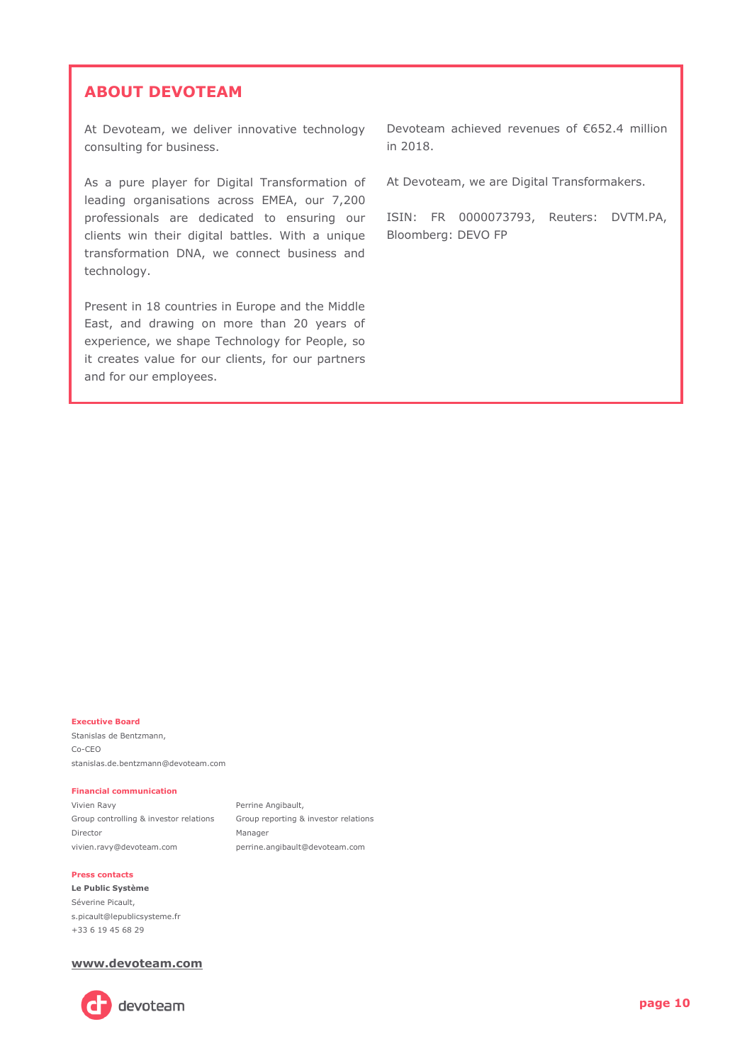## ABOUT DEVOTEAM

At Devoteam, we deliver innovative technology consulting for business.

As a pure player for Digital Transformation of leading organisations across EMEA, our 7,200 professionals are dedicated to ensuring our clients win their digital battles. With a unique transformation DNA, we connect business and technology.

Present in 18 countries in Europe and the Middle East, and drawing on more than 20 years of experience, we shape Technology for People, so it creates value for our clients, for our partners and for our employees.

Devoteam achieved revenues of €652.4 million in 2018.

At Devoteam, we are Digital Transformakers.

ISIN: FR 0000073793, Reuters: DVTM.PA, Bloomberg: DEVO FP

**Executive Board**

Stanislas de Bentzmann,
Co-CEO
stanislas.de.bentzmann@devoteam.com

**Financial communication**

Vivien Ravy
Group controlling & investor relations Director
vivien.ravy@devoteam.com

Perrine Angibault,
Group reporting & investor relations Manager
perrine.angibault@devoteam.com

**Press contacts**

**Le Public Système**
Séverine Picault,
s.picault@lepublicsysteme.fr
+33 6 19 45 68 29

**www.devoteam.com**